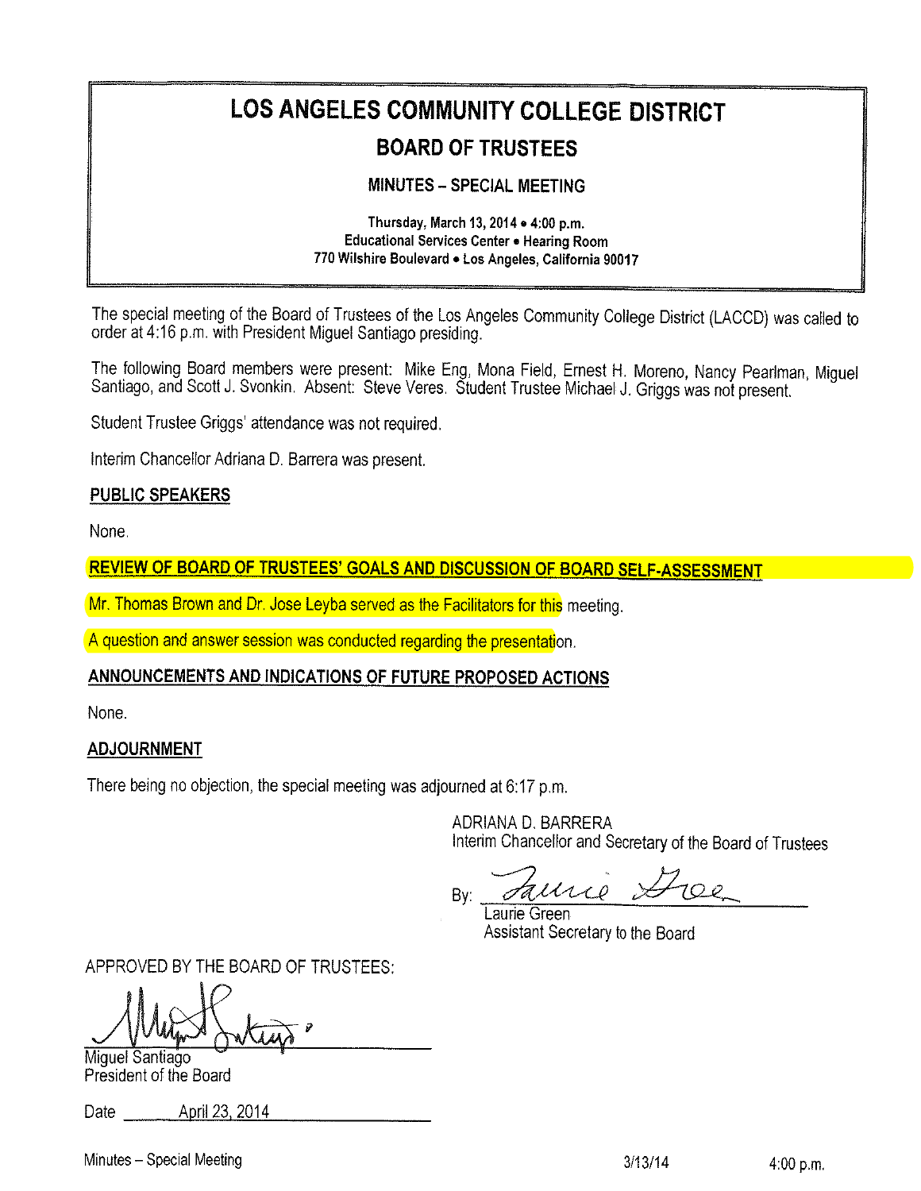# LOS ANGELES COMMUNITY COLLEGE DISTRICT

## BOARD OF TRUSTEES

### MINUTES – SPECIAL MEETING

**Thursday, March 13, 2014 • 4:00 p.m.**
**Educational Services Center • Hearing Room**
**770 Wilshire Boulevard • Los Angeles, California 90017**

The special meeting of the Board of Trustees of the Los Angeles Community College District (LACCD) was called to order at 4:16 p.m. with President Miguel Santiago presiding.

The following Board members were present: Mike Eng, Mona Field, Ernest H. Moreno, Nancy Pearlman, Miguel Santiago, and Scott J. Svonkin. Absent: Steve Veres. Student Trustee Michael J. Griggs was not present.

Student Trustee Griggs' attendance was not required.

Interim Chancellor Adriana D. Barrera was present.

**PUBLIC SPEAKERS**

None.

**REVIEW OF BOARD OF TRUSTEES' GOALS AND DISCUSSION OF BOARD SELF-ASSESSMENT**

Mr. Thomas Brown and Dr. Jose Leyba served as the Facilitators for this meeting.

A question and answer session was conducted regarding the presentation.

**ANNOUNCEMENTS AND INDICATIONS OF FUTURE PROPOSED ACTIONS**

None.

**ADJOURNMENT**

There being no objection, the special meeting was adjourned at 6:17 p.m.

ADRIANA D. BARRERA
Interim Chancellor and Secretary of the Board of Trustees

By: Laurie Green
Laurie Green
Assistant Secretary to the Board

APPROVED BY THE BOARD OF TRUSTEES:

Miguel Santiago
President of the Board

Date April 23, 2014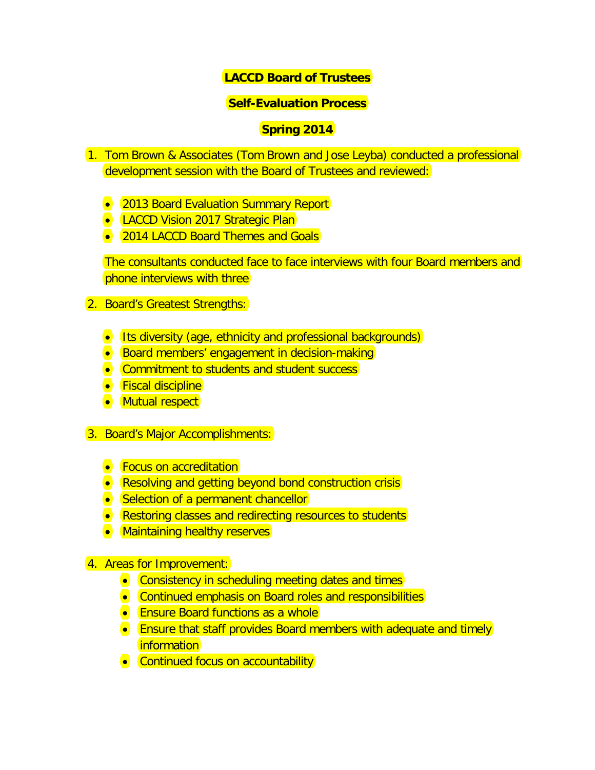**LACCD Board of Trustees**

**Self-Evaluation Process**

**Spring 2014**

1. Tom Brown & Associates (Tom Brown and Jose Leyba) conducted a professional development session with the Board of Trustees and reviewed:

   - 2013 Board Evaluation Summary Report
   - LACCD Vision 2017 Strategic Plan
   - 2014 LACCD Board Themes and Goals

   The consultants conducted face to face interviews with four Board members and phone interviews with three

2. Board's Greatest Strengths:

   - Its diversity (age, ethnicity and professional backgrounds)
   - Board members' engagement in decision-making
   - Commitment to students and student success
   - Fiscal discipline
   - Mutual respect

3. Board's Major Accomplishments:

   - Focus on accreditation
   - Resolving and getting beyond bond construction crisis
   - Selection of a permanent chancellor
   - Restoring classes and redirecting resources to students
   - Maintaining healthy reserves

4. Areas for Improvement:
   - Consistency in scheduling meeting dates and times
   - Continued emphasis on Board roles and responsibilities
   - Ensure Board functions as a whole
   - Ensure that staff provides Board members with adequate and timely information
   - Continued focus on accountability